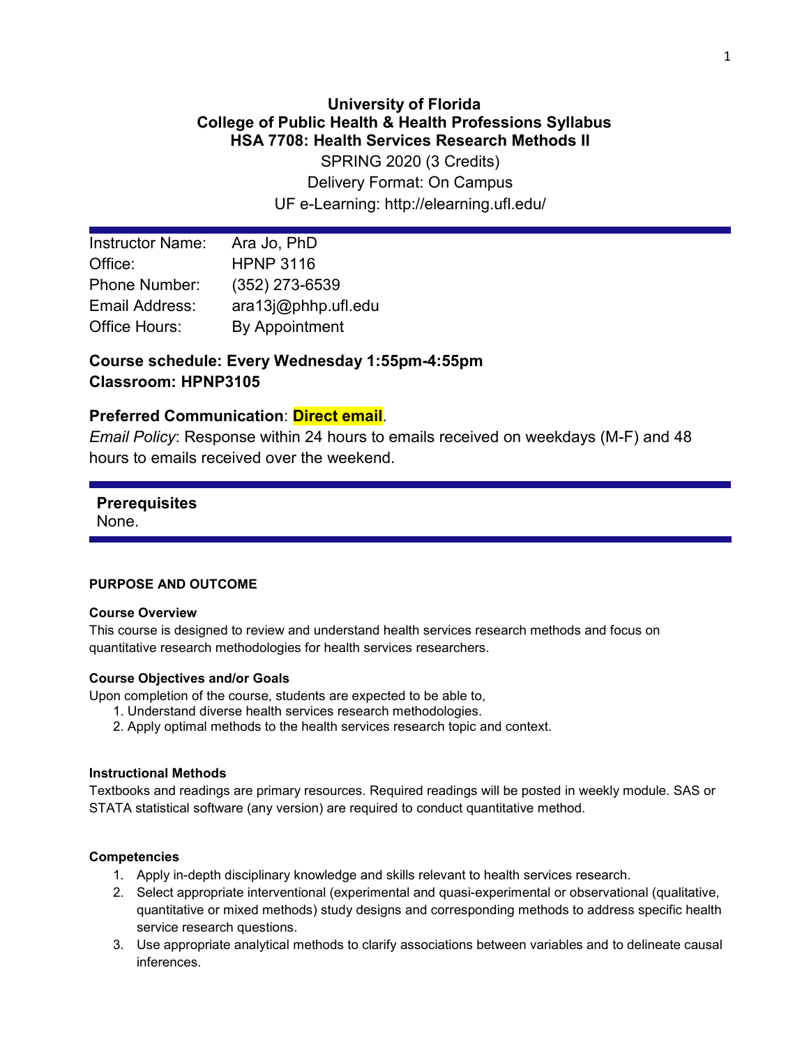# University of Florida
# College of Public Health & Health Professions Syllabus
# HSA 7708: Health Services Research Methods II

SPRING 2020 (3 Credits)

Delivery Format: On Campus

UF e-Learning: http://elearning.ufl.edu/

| | |
|---|---|
| Instructor Name: | Ara Jo, PhD |
| Office: | HPNP 3116 |
| Phone Number: | (352) 273-6539 |
| Email Address: | ara13j@phhp.ufl.edu |
| Office Hours: | By Appointment |

**Course schedule: Every Wednesday 1:55pm-4:55pm**
**Classroom: HPNP3105**

**Preferred Communication**: **Direct email**.

*Email Policy*: Response within 24 hours to emails received on weekdays (M-F) and 48 hours to emails received over the weekend.

**Prerequisites**

None.

## PURPOSE AND OUTCOME

### Course Overview

This course is designed to review and understand health services research methods and focus on quantitative research methodologies for health services researchers.

### Course Objectives and/or Goals

Upon completion of the course, students are expected to be able to,

1. Understand diverse health services research methodologies.
2. Apply optimal methods to the health services research topic and context.

### Instructional Methods

Textbooks and readings are primary resources. Required readings will be posted in weekly module. SAS or STATA statistical software (any version) are required to conduct quantitative method.

### Competencies

1. Apply in-depth disciplinary knowledge and skills relevant to health services research.
2. Select appropriate interventional (experimental and quasi-experimental or observational (qualitative, quantitative or mixed methods) study designs and corresponding methods to address specific health service research questions.
3. Use appropriate analytical methods to clarify associations between variables and to delineate causal inferences.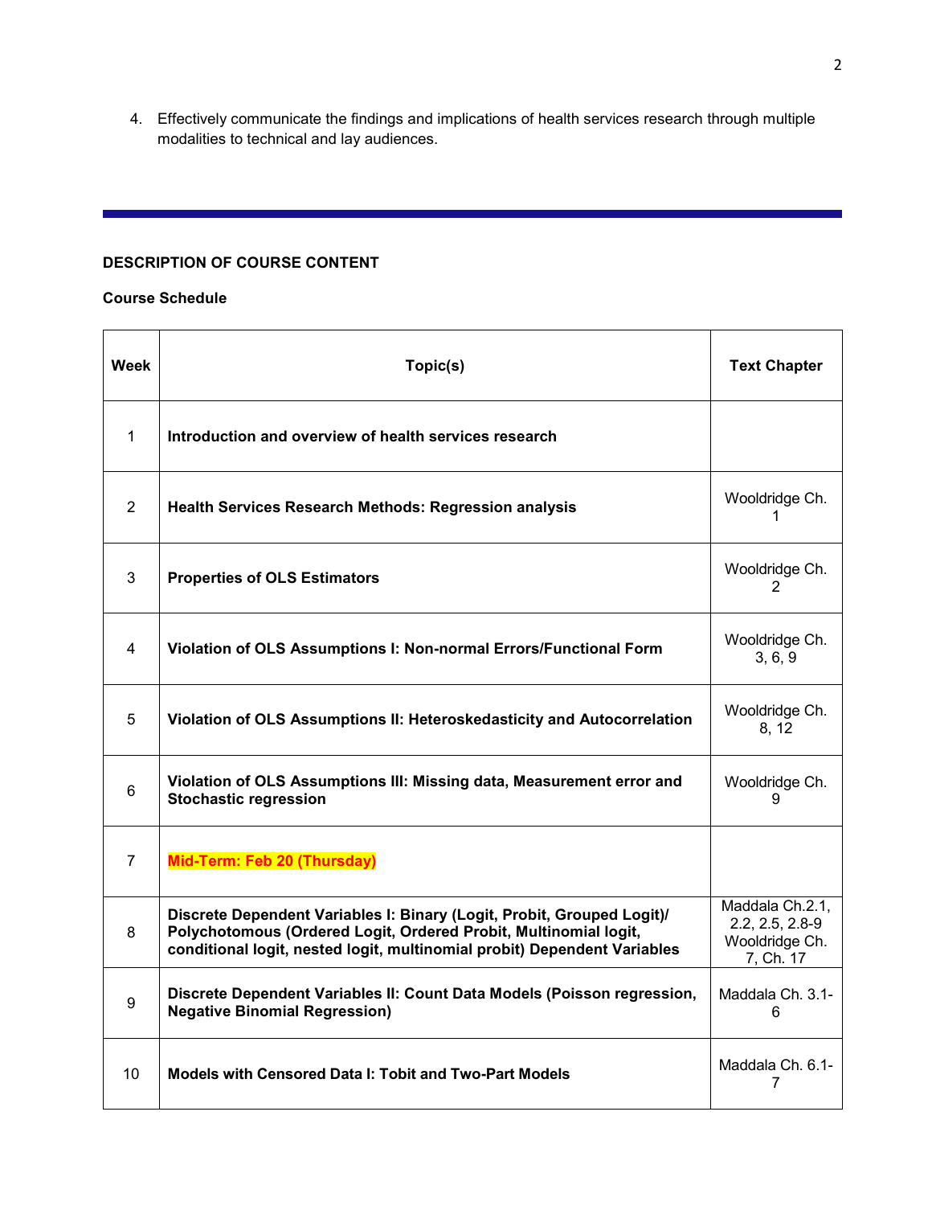4. Effectively communicate the findings and implications of health services research through multiple modalities to technical and lay audiences.

---

**DESCRIPTION OF COURSE CONTENT**

**Course Schedule**

| Week | Topic(s) | Text Chapter |
|---|---|---|
| 1 | **Introduction and overview of health services research** | |
| 2 | **Health Services Research Methods: Regression analysis** | Wooldridge Ch. 1 |
| 3 | **Properties of OLS Estimators** | Wooldridge Ch. 2 |
| 4 | **Violation of OLS Assumptions I: Non-normal Errors/Functional Form** | Wooldridge Ch. 3, 6, 9 |
| 5 | **Violation of OLS Assumptions II: Heteroskedasticity and Autocorrelation** | Wooldridge Ch. 8, 12 |
| 6 | **Violation of OLS Assumptions III: Missing data, Measurement error and Stochastic regression** | Wooldridge Ch. 9 |
| 7 | **Mid-Term: Feb 20 (Thursday)** | |
| 8 | **Discrete Dependent Variables I: Binary (Logit, Probit, Grouped Logit)/ Polychotomous (Ordered Logit, Ordered Probit, Multinomial logit, conditional logit, nested logit, multinomial probit) Dependent Variables** | Maddala Ch.2.1, 2.2, 2.5, 2.8-9 Wooldridge Ch. 7, Ch. 17 |
| 9 | **Discrete Dependent Variables II: Count Data Models (Poisson regression, Negative Binomial Regression)** | Maddala Ch. 3.1-6 |
| 10 | **Models with Censored Data I: Tobit and Two-Part Models** | Maddala Ch. 6.1-7 |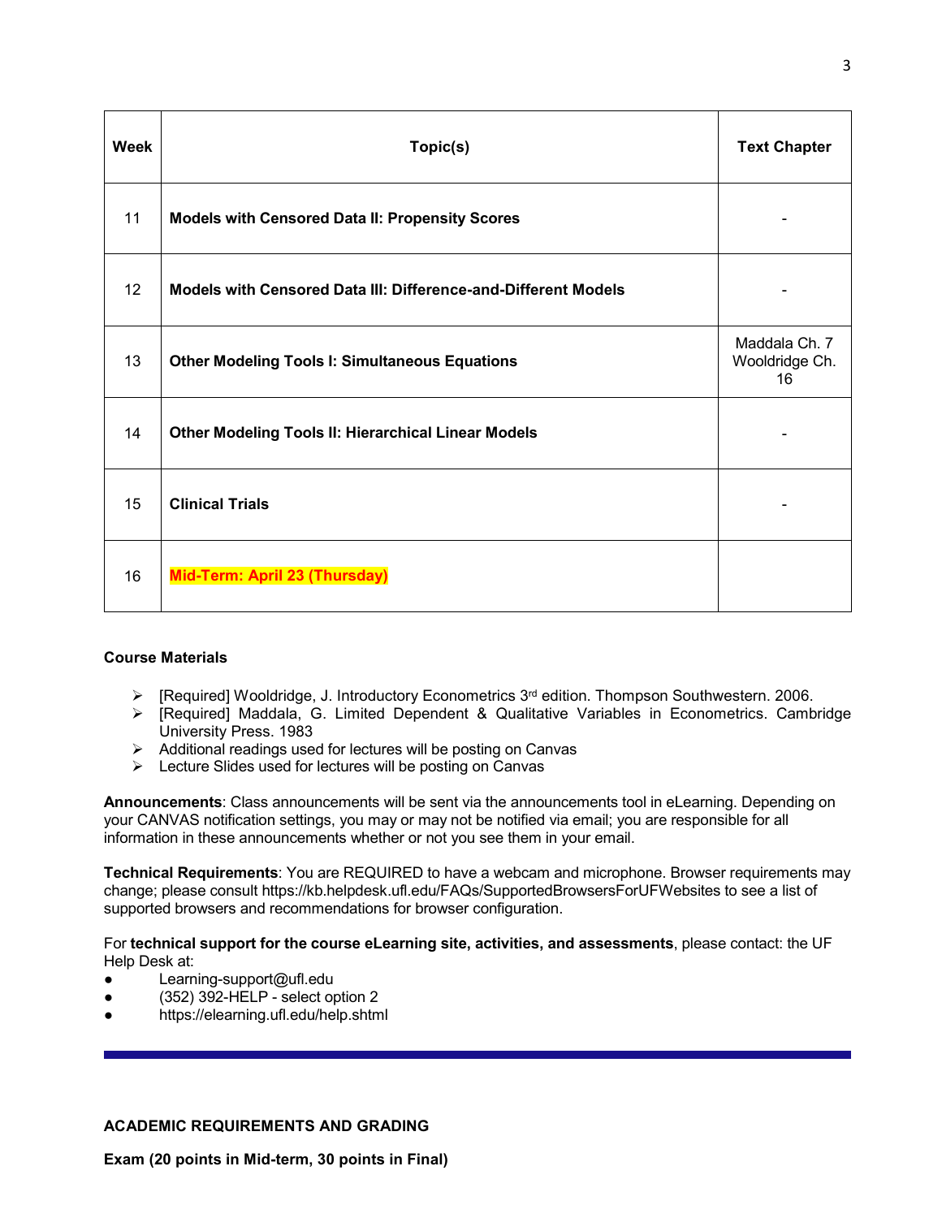| Week | Topic(s) | Text Chapter |
|---|---|---|
| 11 | **Models with Censored Data II: Propensity Scores** | - |
| 12 | **Models with Censored Data III: Difference-and-Different Models** | - |
| 13 | **Other Modeling Tools I: Simultaneous Equations** | Maddala Ch. 7 Wooldridge Ch. 16 |
| 14 | **Other Modeling Tools II: Hierarchical Linear Models** | - |
| 15 | **Clinical Trials** | - |
| 16 | **Mid-Term: April 23 (Thursday)** | |

**Course Materials**

- [Required] Wooldridge, J. Introductory Econometrics 3rd edition. Thompson Southwestern. 2006.
- [Required] Maddala, G. Limited Dependent & Qualitative Variables in Econometrics. Cambridge University Press. 1983
- Additional readings used for lectures will be posting on Canvas
- Lecture Slides used for lectures will be posting on Canvas

**Announcements**: Class announcements will be sent via the announcements tool in eLearning. Depending on your CANVAS notification settings, you may or may not be notified via email; you are responsible for all information in these announcements whether or not you see them in your email.

**Technical Requirements**: You are REQUIRED to have a webcam and microphone. Browser requirements may change; please consult https://kb.helpdesk.ufl.edu/FAQs/SupportedBrowsersForUFWebsites to see a list of supported browsers and recommendations for browser configuration.

For **technical support for the course eLearning site, activities, and assessments**, please contact: the UF Help Desk at:

- Learning-support@ufl.edu
- (352) 392-HELP - select option 2
- https://elearning.ufl.edu/help.shtml

---

**ACADEMIC REQUIREMENTS AND GRADING**

**Exam (20 points in Mid-term, 30 points in Final)**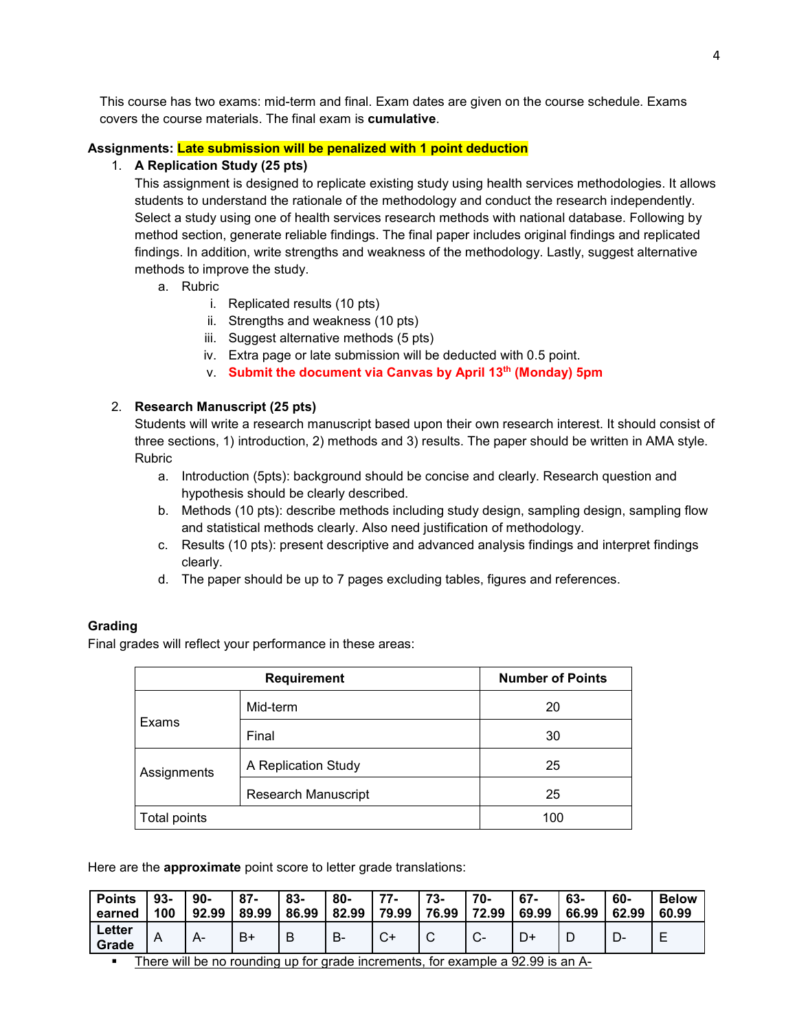This course has two exams: mid-term and final. Exam dates are given on the course schedule. Exams covers the course materials. The final exam is **cumulative**.

**Assignments: Late submission will be penalized with 1 point deduction**

1. **A Replication Study (25 pts)**
   This assignment is designed to replicate existing study using health services methodologies. It allows students to understand the rationale of the methodology and conduct the research independently. Select a study using one of health services research methods with national database. Following by method section, generate reliable findings. The final paper includes original findings and replicated findings. In addition, write strengths and weakness of the methodology. Lastly, suggest alternative methods to improve the study.
   a. Rubric
      i. Replicated results (10 pts)
      ii. Strengths and weakness (10 pts)
      iii. Suggest alternative methods (5 pts)
      iv. Extra page or late submission will be deducted with 0.5 point.
      v. **Submit the document via Canvas by April 13th (Monday) 5pm**

2. **Research Manuscript (25 pts)**
   Students will write a research manuscript based upon their own research interest. It should consist of three sections, 1) introduction, 2) methods and 3) results. The paper should be written in AMA style.
   Rubric
   a. Introduction (5pts): background should be concise and clearly. Research question and hypothesis should be clearly described.
   b. Methods (10 pts): describe methods including study design, sampling design, sampling flow and statistical methods clearly. Also need justification of methodology.
   c. Results (10 pts): present descriptive and advanced analysis findings and interpret findings clearly.
   d. The paper should be up to 7 pages excluding tables, figures and references.

**Grading**

Final grades will reflect your performance in these areas:

| Requirement | | Number of Points |
|---|---|---|
| Exams | Mid-term | 20 |
| | Final | 30 |
| Assignments | A Replication Study | 25 |
| | Research Manuscript | 25 |
| Total points | | 100 |

Here are the **approximate** point score to letter grade translations:

| Points earned | 93-100 | 90-92.99 | 87-89.99 | 83-86.99 | 80-82.99 | 77-79.99 | 73-76.99 | 70-72.99 | 67-69.99 | 63-66.99 | 60-62.99 | Below 60.99 |
|---|---|---|---|---|---|---|---|---|---|---|---|---|
| Letter Grade | A | A- | B+ | B | B- | C+ | C | C- | D+ | D | D- | E |

- There will be no rounding up for grade increments, for example a 92.99 is an A-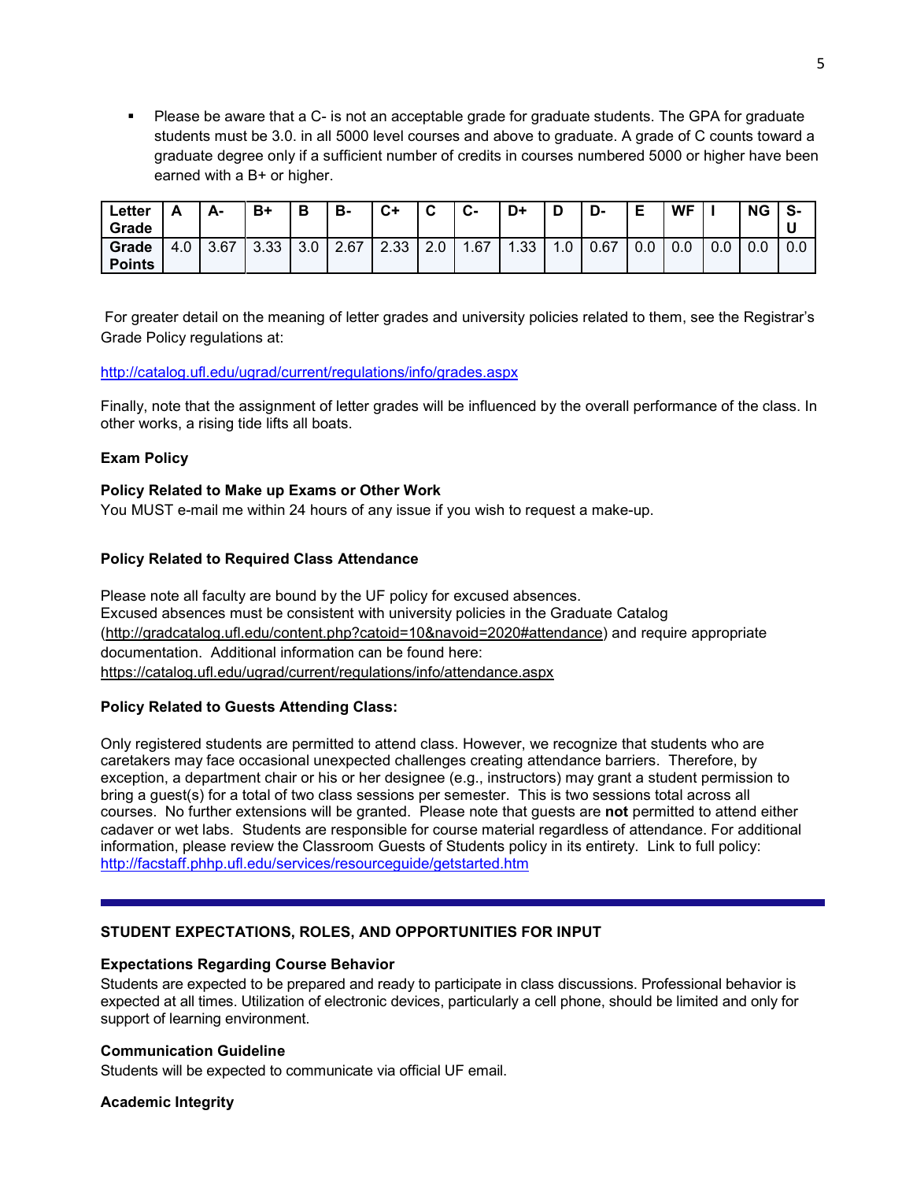- Please be aware that a C- is not an acceptable grade for graduate students. The GPA for graduate students must be 3.0. in all 5000 level courses and above to graduate. A grade of C counts toward a graduate degree only if a sufficient number of credits in courses numbered 5000 or higher have been earned with a B+ or higher.

| Letter Grade | A | A- | B+ | B | B- | C+ | C | C- | D+ | D | D- | E | WF | I | NG | S-U |
|---|---|---|---|---|---|---|---|---|---|---|---|---|---|---|---|---|
| Grade Points | 4.0 | 3.67 | 3.33 | 3.0 | 2.67 | 2.33 | 2.0 | 1.67 | 1.33 | 1.0 | 0.67 | 0.0 | 0.0 | 0.0 | 0.0 | 0.0 |

For greater detail on the meaning of letter grades and university policies related to them, see the Registrar's Grade Policy regulations at:

http://catalog.ufl.edu/ugrad/current/regulations/info/grades.aspx

Finally, note that the assignment of letter grades will be influenced by the overall performance of the class. In other works, a rising tide lifts all boats.

**Exam Policy**

**Policy Related to Make up Exams or Other Work**
You MUST e-mail me within 24 hours of any issue if you wish to request a make-up.

**Policy Related to Required Class Attendance**

Please note all faculty are bound by the UF policy for excused absences.
Excused absences must be consistent with university policies in the Graduate Catalog (http://gradcatalog.ufl.edu/content.php?catoid=10&navoid=2020#attendance) and require appropriate documentation. Additional information can be found here:
https://catalog.ufl.edu/ugrad/current/regulations/info/attendance.aspx

**Policy Related to Guests Attending Class:**

Only registered students are permitted to attend class. However, we recognize that students who are caretakers may face occasional unexpected challenges creating attendance barriers. Therefore, by exception, a department chair or his or her designee (e.g., instructors) may grant a student permission to bring a guest(s) for a total of two class sessions per semester. This is two sessions total across all courses. No further extensions will be granted. Please note that guests are **not** permitted to attend either cadaver or wet labs. Students are responsible for course material regardless of attendance. For additional information, please review the Classroom Guests of Students policy in its entirety. Link to full policy: http://facstaff.phhp.ufl.edu/services/resourceguide/getstarted.htm

---

## STUDENT EXPECTATIONS, ROLES, AND OPPORTUNITIES FOR INPUT

**Expectations Regarding Course Behavior**
Students are expected to be prepared and ready to participate in class discussions. Professional behavior is expected at all times. Utilization of electronic devices, particularly a cell phone, should be limited and only for support of learning environment.

**Communication Guideline**
Students will be expected to communicate via official UF email.

**Academic Integrity**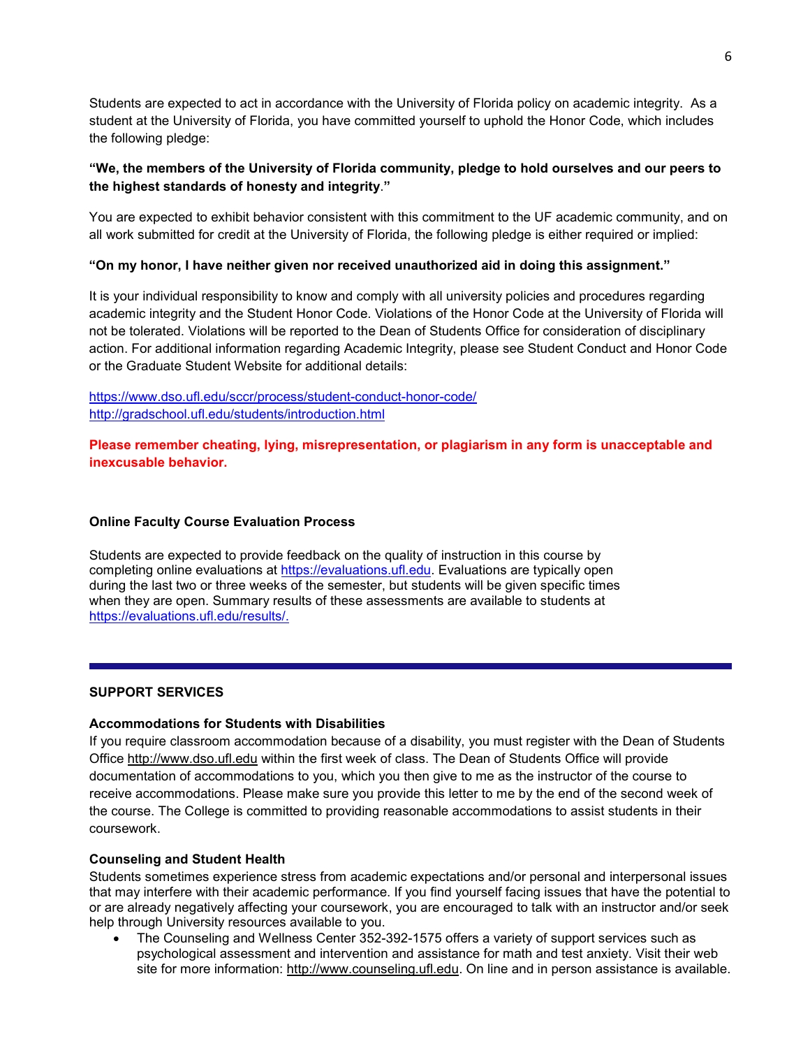Students are expected to act in accordance with the University of Florida policy on academic integrity. As a student at the University of Florida, you have committed yourself to uphold the Honor Code, which includes the following pledge:

**"We, the members of the University of Florida community, pledge to hold ourselves and our peers to the highest standards of honesty and integrity."**

You are expected to exhibit behavior consistent with this commitment to the UF academic community, and on all work submitted for credit at the University of Florida, the following pledge is either required or implied:

**"On my honor, I have neither given nor received unauthorized aid in doing this assignment."**

It is your individual responsibility to know and comply with all university policies and procedures regarding academic integrity and the Student Honor Code. Violations of the Honor Code at the University of Florida will not be tolerated. Violations will be reported to the Dean of Students Office for consideration of disciplinary action. For additional information regarding Academic Integrity, please see Student Conduct and Honor Code or the Graduate Student Website for additional details:

https://www.dso.ufl.edu/sccr/process/student-conduct-honor-code/
http://gradschool.ufl.edu/students/introduction.html

**Please remember cheating, lying, misrepresentation, or plagiarism in any form is unacceptable and inexcusable behavior.**

**Online Faculty Course Evaluation Process**

Students are expected to provide feedback on the quality of instruction in this course by completing online evaluations at https://evaluations.ufl.edu. Evaluations are typically open during the last two or three weeks of the semester, but students will be given specific times when they are open. Summary results of these assessments are available to students at https://evaluations.ufl.edu/results/.

---

## SUPPORT SERVICES

**Accommodations for Students with Disabilities**

If you require classroom accommodation because of a disability, you must register with the Dean of Students Office http://www.dso.ufl.edu within the first week of class. The Dean of Students Office will provide documentation of accommodations to you, which you then give to me as the instructor of the course to receive accommodations. Please make sure you provide this letter to me by the end of the second week of the course. The College is committed to providing reasonable accommodations to assist students in their coursework.

**Counseling and Student Health**

Students sometimes experience stress from academic expectations and/or personal and interpersonal issues that may interfere with their academic performance. If you find yourself facing issues that have the potential to or are already negatively affecting your coursework, you are encouraged to talk with an instructor and/or seek help through University resources available to you.

- The Counseling and Wellness Center 352-392-1575 offers a variety of support services such as psychological assessment and intervention and assistance for math and test anxiety. Visit their web site for more information: http://www.counseling.ufl.edu. On line and in person assistance is available.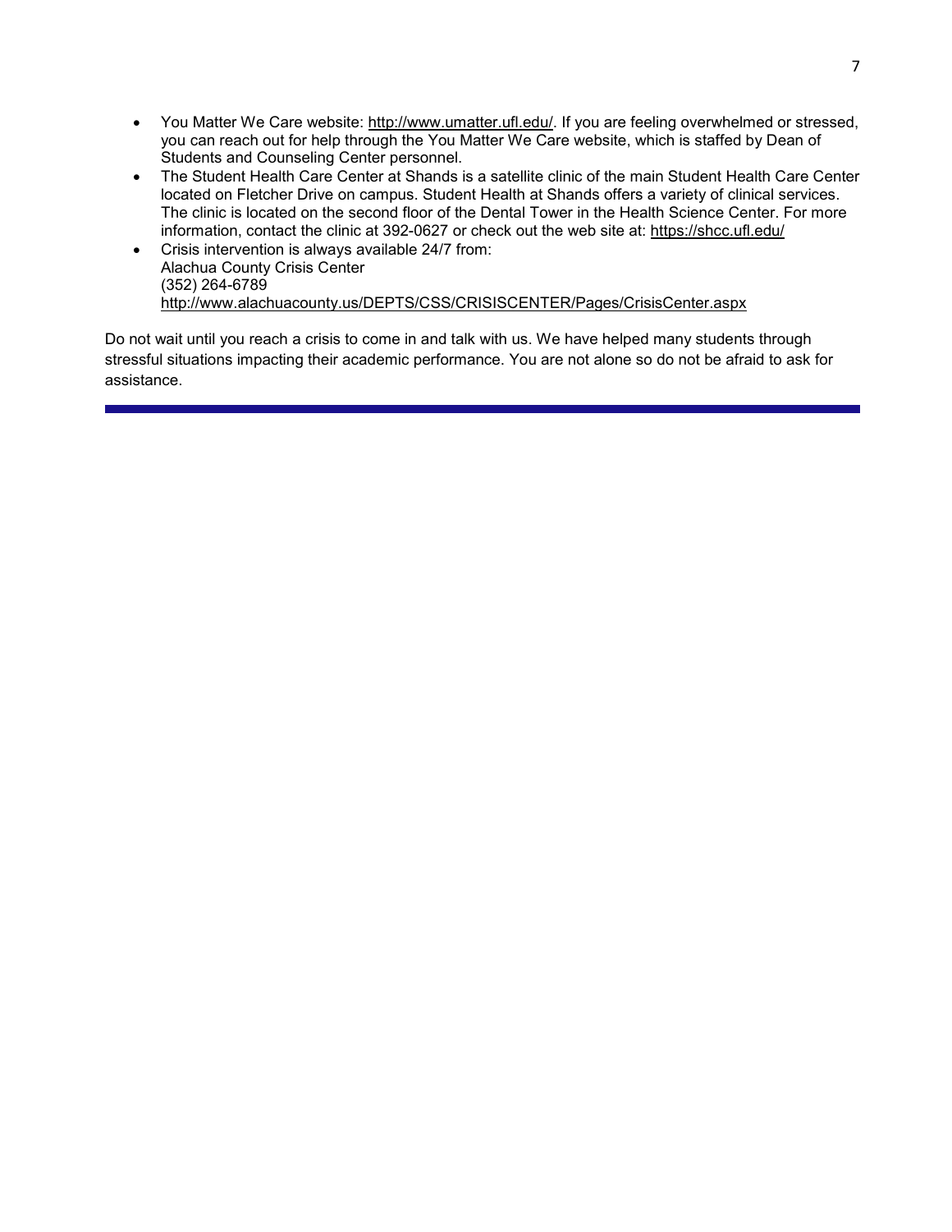- You Matter We Care website: http://www.umatter.ufl.edu/. If you are feeling overwhelmed or stressed, you can reach out for help through the You Matter We Care website, which is staffed by Dean of Students and Counseling Center personnel.
- The Student Health Care Center at Shands is a satellite clinic of the main Student Health Care Center located on Fletcher Drive on campus. Student Health at Shands offers a variety of clinical services. The clinic is located on the second floor of the Dental Tower in the Health Science Center. For more information, contact the clinic at 392-0627 or check out the web site at: https://shcc.ufl.edu/
- Crisis intervention is always available 24/7 from:
  Alachua County Crisis Center
  (352) 264-6789
  http://www.alachuacounty.us/DEPTS/CSS/CRISISCENTER/Pages/CrisisCenter.aspx

Do not wait until you reach a crisis to come in and talk with us. We have helped many students through stressful situations impacting their academic performance. You are not alone so do not be afraid to ask for assistance.